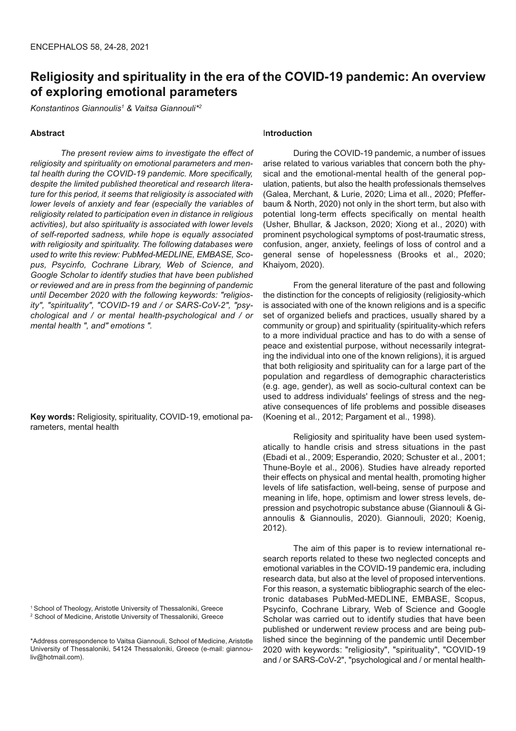# Religiosity and spirituality in the era of the COVID-19 pandemic: An overview of exploring emotional parameters

*Konstantinos Giannoulis[1] & Vaitsa Giannouli*[2]*

## Abstract

*The present review aims to investigate the effect of religiosity and spirituality on emotional parameters and mental health during the COVID-19 pandemic. More specifically, despite the limited published theoretical and research literature for this period, it seems that religiosity is associated with lower levels of anxiety and fear (especially the variables of religiosity related to participation even in distance in religious activities), but also spirituality is associated with lower levels of self-reported sadness, while hope is equally associated with religiosity and spirituality. The following databases were used to write this review: PubMed-MEDLINE, EMBASE, Scopus, Psycinfo, Cochrane Library, Web of Science, and Google Scholar to identify studies that have been published or reviewed and are in press from the beginning of pandemic until December 2020 with the following keywords: "religiosity", "spirituality", "COVID-19 and / or SARS-CoV-2", "psychological and / or mental health-psychological and / or mental health ", and" emotions ".*

**Key words:** Religiosity, spirituality, COVID-19, emotional parameters, mental health

[1] School of Theology, Aristotle University of Thessaloniki, Greece
[2] School of Medicine, Aristotle University of Thessaloniki, Greece

*Address correspondence to Vaitsa Giannouli, School of Medicine, Aristotle University of Thessaloniki, 54124 Thessaloniki, Greece (e-mail: giannouliv@hotmail.com).

## Introduction

During the COVID-19 pandemic, a number of issues arise related to various variables that concern both the physical and the emotional-mental health of the general population, patients, but also the health professionals themselves (Galea, Merchant, & Lurie, 2020; Lima et all., 2020; Pfefferbaum & North, 2020) not only in the short term, but also with potential long-term effects specifically on mental health (Usher, Bhullar, & Jackson, 2020; Xiong et al., 2020) with prominent psychological symptoms of post-traumatic stress, confusion, anger, anxiety, feelings of loss of control and a general sense of hopelessness (Brooks et al., 2020; Khaiyom, 2020).

From the general literature of the past and following the distinction for the concepts of religiosity (religiosity-which is associated with one of the known religions and is a specific set of organized beliefs and practices, usually shared by a community or group) and spirituality (spirituality-which refers to a more individual practice and has to do with a sense of peace and existential purpose, without necessarily integrating the individual into one of the known religions), it is argued that both religiosity and spirituality can for a large part of the population and regardless of demographic characteristics (e.g. age, gender), as well as socio-cultural context can be used to address individuals' feelings of stress and the negative consequences of life problems and possible diseases (Koening et al., 2012; Pargament et al., 1998).

Religiosity and spirituality have been used systematically to handle crisis and stress situations in the past (Ebadi et al., 2009; Esperandio, 2020; Schuster et al., 2001; Thune-Boyle et al., 2006). Studies have already reported their effects on physical and mental health, promoting higher levels of life satisfaction, well-being, sense of purpose and meaning in life, hope, optimism and lower stress levels, depression and psychotropic substance abuse (Giannouli & Giannoulis & Giannoulis, 2020). Giannouli, 2020; Koenig, 2012).

The aim of this paper is to review international research reports related to these two neglected concepts and emotional variables in the COVID-19 pandemic era, including research data, but also at the level of proposed interventions. For this reason, a systematic bibliographic search of the electronic databases PubMed-MEDLINE, EMBASE, Scopus, Psycinfo, Cochrane Library, Web of Science and Google Scholar was carried out to identify studies that have been published or underwent review process and are being published since the beginning of the pandemic until December 2020 with keywords: "religiosity", "spirituality", "COVID-19 and / or SARS-CoV-2", "psychological and / or mental health-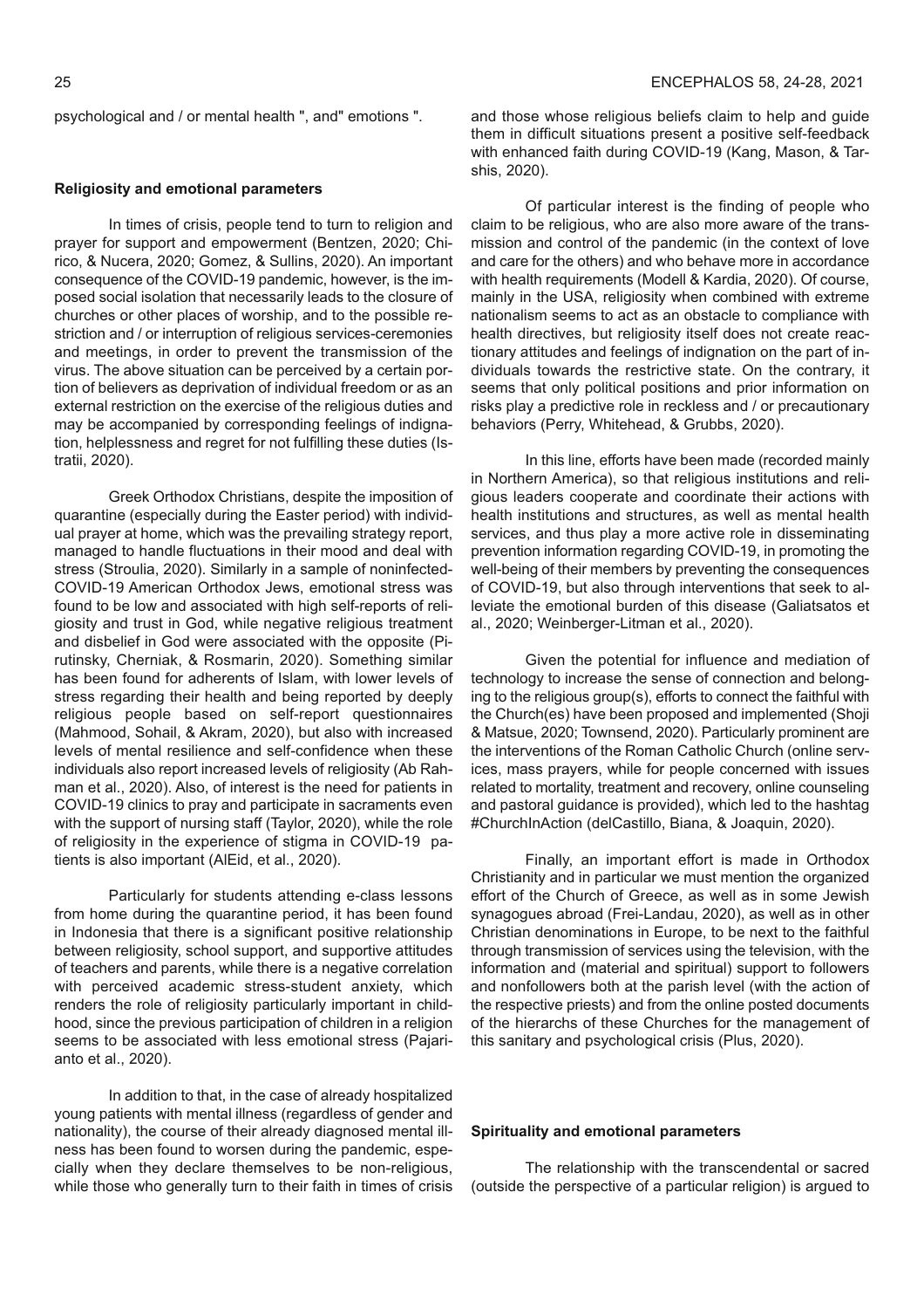psychological and / or mental health ", and" emotions ".

## Religiosity and emotional parameters

In times of crisis, people tend to turn to religion and prayer for support and empowerment (Bentzen, 2020; Chirico, & Nucera, 2020; Gomez, & Sullins, 2020). An important consequence of the COVID-19 pandemic, however, is the imposed social isolation that necessarily leads to the closure of churches or other places of worship, and to the possible restriction and / or interruption of religious services-ceremonies and meetings, in order to prevent the transmission of the virus. The above situation can be perceived by a certain portion of believers as deprivation of individual freedom or as an external restriction on the exercise of the religious duties and may be accompanied by corresponding feelings of indignation, helplessness and regret for not fulfilling these duties (Istratii, 2020).

Greek Orthodox Christians, despite the imposition of quarantine (especially during the Easter period) with individual prayer at home, which was the prevailing strategy report, managed to handle fluctuations in their mood and deal with stress (Stroulia, 2020). Similarly in a sample of noninfected-COVID-19 American Orthodox Jews, emotional stress was found to be low and associated with high self-reports of religiosity and trust in God, while negative religious treatment and disbelief in God were associated with the opposite (Pirutinsky, Cherniak, & Rosmarin, 2020). Something similar has been found for adherents of Islam, with lower levels of stress regarding their health and being reported by deeply religious people based on self-report questionnaires (Mahmood, Sohail, & Akram, 2020), but also with increased levels of mental resilience and self-confidence when these individuals also report increased levels of religiosity (Ab Rahman et al., 2020). Also, of interest is the need for patients in COVID-19 clinics to pray and participate in sacraments even with the support of nursing staff (Taylor, 2020), while the role of religiosity in the experience of stigma in COVID-19 patients is also important (AlEid, et al., 2020).

Particularly for students attending e-class lessons from home during the quarantine period, it has been found in Indonesia that there is a significant positive relationship between religiosity, school support, and supportive attitudes of teachers and parents, while there is a negative correlation with perceived academic stress-student anxiety, which renders the role of religiosity particularly important in childhood, since the previous participation of children in a religion seems to be associated with less emotional stress (Pajarianto et al., 2020).

In addition to that, in the case of already hospitalized young patients with mental illness (regardless of gender and nationality), the course of their already diagnosed mental illness has been found to worsen during the pandemic, especially when they declare themselves to be non-religious, while those who generally turn to their faith in times of crisis and those whose religious beliefs claim to help and guide them in difficult situations present a positive self-feedback with enhanced faith during COVID-19 (Kang, Mason, & Tarshis, 2020).

Of particular interest is the finding of people who claim to be religious, who are also more aware of the transmission and control of the pandemic (in the context of love and care for the others) and who behave more in accordance with health requirements (Modell & Kardia, 2020). Of course, mainly in the USA, religiosity when combined with extreme nationalism seems to act as an obstacle to compliance with health directives, but religiosity itself does not create reactionary attitudes and feelings of indignation on the part of individuals towards the restrictive state. On the contrary, it seems that only political positions and prior information on risks play a predictive role in reckless and / or precautionary behaviors (Perry, Whitehead, & Grubbs, 2020).

In this line, efforts have been made (recorded mainly in Northern America), so that religious institutions and religious leaders cooperate and coordinate their actions with health institutions and structures, as well as mental health services, and thus play a more active role in disseminating prevention information regarding COVID-19, in promoting the well-being of their members by preventing the consequences of COVID-19, but also through interventions that seek to alleviate the emotional burden of this disease (Galiatsatos et al., 2020; Weinberger-Litman et al., 2020).

Given the potential for influence and mediation of technology to increase the sense of connection and belonging to the religious group(s), efforts to connect the faithful with the Church(es) have been proposed and implemented (Shoji & Matsue, 2020; Townsend, 2020). Particularly prominent are the interventions of the Roman Catholic Church (online services, mass prayers, while for people concerned with issues related to mortality, treatment and recovery, online counseling and pastoral guidance is provided), which led to the hashtag #ChurchInAction (delCastillo, Biana, & Joaquin, 2020).

Finally, an important effort is made in Orthodox Christianity and in particular we must mention the organized effort of the Church of Greece, as well as in some Jewish synagogues abroad (Frei-Landau, 2020), as well as in other Christian denominations in Europe, to be next to the faithful through transmission of services using the television, with the information and (material and spiritual) support to followers and nonfollowers both at the parish level (with the action of the respective priests) and from the online posted documents of the hierarchs of these Churches for the management of this sanitary and psychological crisis (Plus, 2020).

## Spirituality and emotional parameters

The relationship with the transcendental or sacred (outside the perspective of a particular religion) is argued to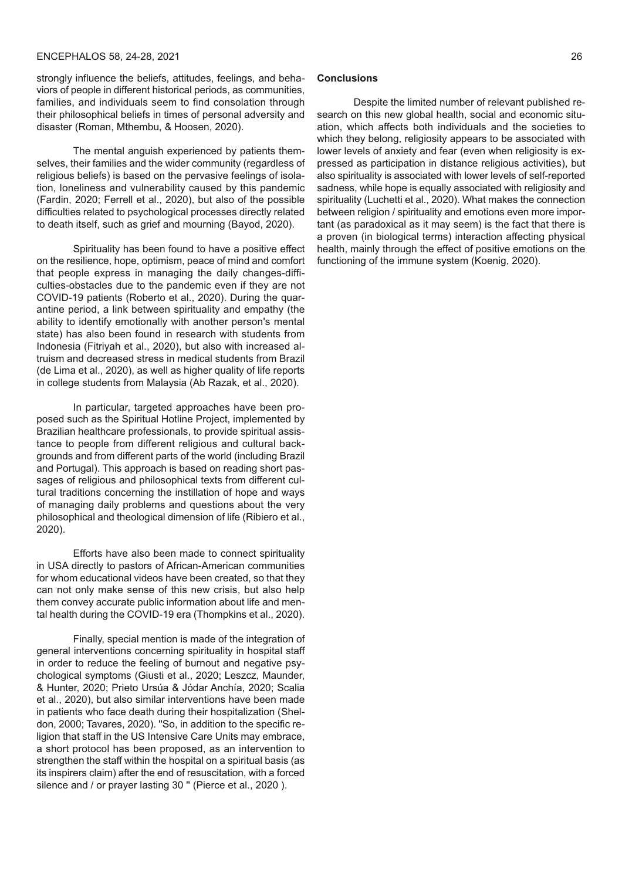strongly influence the beliefs, attitudes, feelings, and behaviors of people in different historical periods, as communities, families, and individuals seem to find consolation through their philosophical beliefs in times of personal adversity and disaster (Roman, Mthembu, & Hoosen, 2020).

The mental anguish experienced by patients themselves, their families and the wider community (regardless of religious beliefs) is based on the pervasive feelings of isolation, loneliness and vulnerability caused by this pandemic (Fardin, 2020; Ferrell et al., 2020), but also of the possible difficulties related to psychological processes directly related to death itself, such as grief and mourning (Bayod, 2020).

Spirituality has been found to have a positive effect on the resilience, hope, optimism, peace of mind and comfort that people express in managing the daily changes-difficulties-obstacles due to the pandemic even if they are not COVID-19 patients (Roberto et al., 2020). During the quarantine period, a link between spirituality and empathy (the ability to identify emotionally with another person's mental state) has also been found in research with students from Indonesia (Fitriyah et al., 2020), but also with increased altruism and decreased stress in medical students from Brazil (de Lima et al., 2020), as well as higher quality of life reports in college students from Malaysia (Ab Razak, et al., 2020).

In particular, targeted approaches have been proposed such as the Spiritual Hotline Project, implemented by Brazilian healthcare professionals, to provide spiritual assistance to people from different religious and cultural backgrounds and from different parts of the world (including Brazil and Portugal). This approach is based on reading short passages of religious and philosophical texts from different cultural traditions concerning the instillation of hope and ways of managing daily problems and questions about the very philosophical and theological dimension of life (Ribiero et al., 2020).

Efforts have also been made to connect spirituality in USA directly to pastors of African-American communities for whom educational videos have been created, so that they can not only make sense of this new crisis, but also help them convey accurate public information about life and mental health during the COVID-19 era (Thompkins et al., 2020).

Finally, special mention is made of the integration of general interventions concerning spirituality in hospital staff in order to reduce the feeling of burnout and negative psychological symptoms (Giusti et al., 2020; Leszcz, Maunder, & Hunter, 2020; Prieto Ursúa & Jódar Anchía, 2020; Scalia et al., 2020), but also similar interventions have been made in patients who face death during their hospitalization (Sheldon, 2000; Tavares, 2020). "So, in addition to the specific religion that staff in the US Intensive Care Units may embrace, a short protocol has been proposed, as an intervention to strengthen the staff within the hospital on a spiritual basis (as its inspirers claim) after the end of resuscitation, with a forced silence and / or prayer lasting 30 " (Pierce et al., 2020 ).

## Conclusions

Despite the limited number of relevant published research on this new global health, social and economic situation, which affects both individuals and the societies to which they belong, religiosity appears to be associated with lower levels of anxiety and fear (even when religiosity is expressed as participation in distance religious activities), but also spirituality is associated with lower levels of self-reported sadness, while hope is equally associated with religiosity and spirituality (Luchetti et al., 2020). What makes the connection between religion / spirituality and emotions even more important (as paradoxical as it may seem) is the fact that there is a proven (in biological terms) interaction affecting physical health, mainly through the effect of positive emotions on the functioning of the immune system (Koenig, 2020).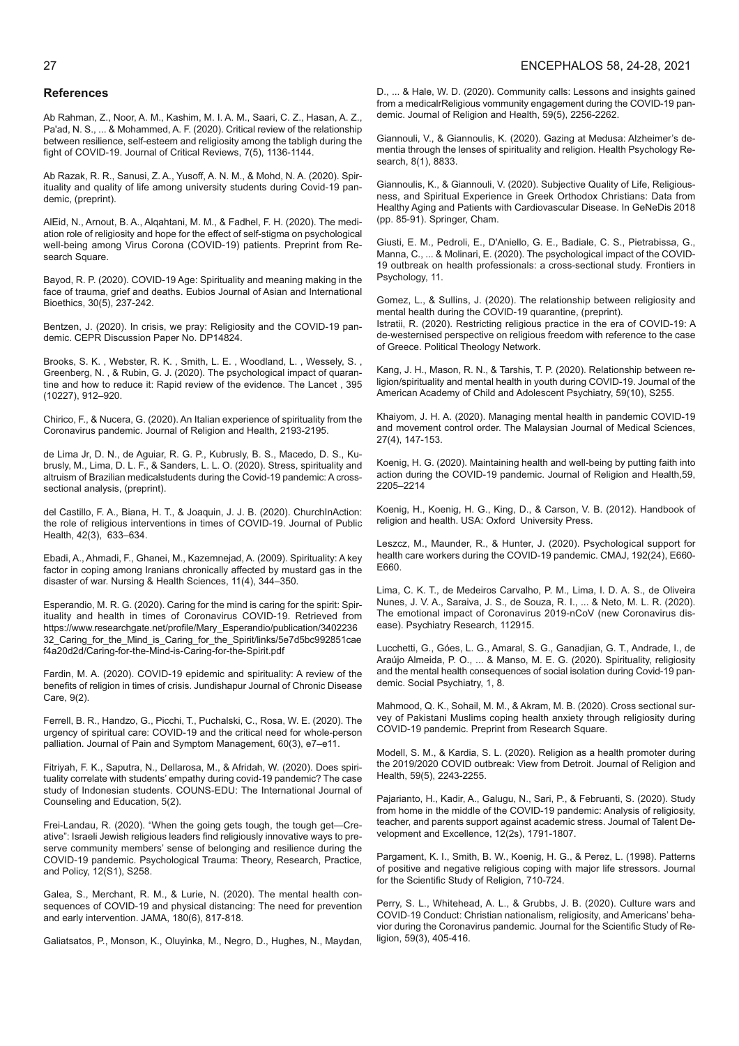## References

Ab Rahman, Z., Noor, A. M., Kashim, M. I. A. M., Saari, C. Z., Hasan, A. Z., Pa'ad, N. S., ... & Mohammed, A. F. (2020). Critical review of the relationship between resilience, self-esteem and religiosity among the tabligh during the fight of COVID-19. Journal of Critical Reviews, 7(5), 1136-1144.

Ab Razak, R. R., Sanusi, Z. A., Yusoff, A. N. M., & Mohd, N. A. (2020). Spirituality and quality of life among university students during Covid-19 pandemic, (preprint).

AlEid, N., Arnout, B. A., Alqahtani, M. M., & Fadhel, F. H. (2020). The mediation role of religiosity and hope for the effect of self-stigma on psychological well-being among Virus Corona (COVID-19) patients. Preprint from Research Square.

Bayod, R. P. (2020). COVID-19 Age: Spirituality and meaning making in the face of trauma, grief and deaths. Eubios Journal of Asian and International Bioethics, 30(5), 237-242.

Bentzen, J. (2020). In crisis, we pray: Religiosity and the COVID-19 pandemic. CEPR Discussion Paper No. DP14824.

Brooks, S. K. , Webster, R. K. , Smith, L. E. , Woodland, L. , Wessely, S. , Greenberg, N. , & Rubin, G. J. (2020). The psychological impact of quarantine and how to reduce it: Rapid review of the evidence. The Lancet , 395 (10227), 912–920.

Chirico, F., & Nucera, G. (2020). An Italian experience of spirituality from the Coronavirus pandemic. Journal of Religion and Health, 2193-2195.

de Lima Jr, D. N., de Aguiar, R. G. P., Kubrusly, B. S., Macedo, D. S., Kubrusly, M., Lima, D. L. F., & Sanders, L. L. O. (2020). Stress, spirituality and altruism of Brazilian medicalstudents during the Covid-19 pandemic: A cross-sectional analysis, (preprint).

del Castillo, F. A., Biana, H. T., & Joaquin, J. J. B. (2020). ChurchInAction: the role of religious interventions in times of COVID-19. Journal of Public Health, 42(3), 633–634.

Ebadi, A., Ahmadi, F., Ghanei, M., Kazemnejad, A. (2009). Spirituality: A key factor in coping among Iranians chronically affected by mustard gas in the disaster of war. Nursing & Health Sciences, 11(4), 344–350.

Esperandio, M. R. G. (2020). Caring for the mind is caring for the spirit: Spirituality and health in times of Coronavirus COVID-19. Retrieved from https://www.researchgate.net/profile/Mary_Esperandio/publication/340223632_Caring_for_the_Mind_is_Caring_for_the_Spirit/links/5e7d5bc992851caef4a20d2d/Caring-for-the-Mind-is-Caring-for-the-Spirit.pdf

Fardin, M. A. (2020). COVID-19 epidemic and spirituality: A review of the benefits of religion in times of crisis. Jundishapur Journal of Chronic Disease Care, 9(2).

Ferrell, B. R., Handzo, G., Picchi, T., Puchalski, C., Rosa, W. E. (2020). The urgency of spiritual care: COVID-19 and the critical need for whole-person palliation. Journal of Pain and Symptom Management, 60(3), e7–e11.

Fitriyah, F. K., Saputra, N., Dellarosa, M., & Afridah, W. (2020). Does spirituality correlate with students' empathy during covid-19 pandemic? The case study of Indonesian students. COUNS-EDU: The International Journal of Counseling and Education, 5(2).

Frei-Landau, R. (2020). "When the going gets tough, the tough get—Creative": Israeli Jewish religious leaders find religiously innovative ways to preserve community members' sense of belonging and resilience during the COVID-19 pandemic. Psychological Trauma: Theory, Research, Practice, and Policy, 12(S1), S258.

Galea, S., Merchant, R. M., & Lurie, N. (2020). The mental health consequences of COVID-19 and physical distancing: The need for prevention and early intervention. JAMA, 180(6), 817-818.

Galiatsatos, P., Monson, K., Oluyinka, M., Negro, D., Hughes, N., Maydan, D., ... & Hale, W. D. (2020). Community calls: Lessons and insights gained from a medicalrReligious vommunity engagement during the COVID-19 pandemic. Journal of Religion and Health, 59(5), 2256-2262.

Giannouli, V., & Giannoulis, K. (2020). Gazing at Medusa: Alzheimer's dementia through the lenses of spirituality and religion. Health Psychology Research, 8(1), 8833.

Giannoulis, K., & Giannouli, V. (2020). Subjective Quality of Life, Religiousness, and Spiritual Experience in Greek Orthodox Christians: Data from Healthy Aging and Patients with Cardiovascular Disease. In GeNeDis 2018 (pp. 85-91). Springer, Cham.

Giusti, E. M., Pedroli, E., D'Aniello, G. E., Badiale, C. S., Pietrabissa, G., Manna, C., ... & Molinari, E. (2020). The psychological impact of the COVID-19 outbreak on health professionals: a cross-sectional study. Frontiers in Psychology, 11.

Gomez, L., & Sullins, J. (2020). The relationship between religiosity and mental health during the COVID-19 quarantine, (preprint).

Istratii, R. (2020). Restricting religious practice in the era of COVID-19: A de-westernised perspective on religious freedom with reference to the case of Greece. Political Theology Network.

Kang, J. H., Mason, R. N., & Tarshis, T. P. (2020). Relationship between religion/spirituality and mental health in youth during COVID-19. Journal of the American Academy of Child and Adolescent Psychiatry, 59(10), S255.

Khaiyom, J. H. A. (2020). Managing mental health in pandemic COVID-19 and movement control order. The Malaysian Journal of Medical Sciences, 27(4), 147-153.

Koenig, H. G. (2020). Maintaining health and well-being by putting faith into action during the COVID-19 pandemic. Journal of Religion and Health,59, 2205–2214

Koenig, H., Koenig, H. G., King, D., & Carson, V. B. (2012). Handbook of religion and health. USA: Oxford University Press.

Leszcz, M., Maunder, R., & Hunter, J. (2020). Psychological support for health care workers during the COVID-19 pandemic. CMAJ, 192(24), E660-E660.

Lima, C. K. T., de Medeiros Carvalho, P. M., Lima, I. D. A. S., de Oliveira Nunes, J. V. A., Saraiva, J. S., de Souza, R. I., ... & Neto, M. L. R. (2020). The emotional impact of Coronavirus 2019-nCoV (new Coronavirus disease). Psychiatry Research, 112915.

Lucchetti, G., Góes, L. G., Amaral, S. G., Ganadjian, G. T., Andrade, I., de Araújo Almeida, P. O., ... & Manso, M. E. G. (2020). Spirituality, religiosity and the mental health consequences of social isolation during Covid-19 pandemic. Social Psychiatry, 1, 8.

Mahmood, Q. K., Sohail, M. M., & Akram, M. B. (2020). Cross sectional survey of Pakistani Muslims coping health anxiety through religiosity during COVID-19 pandemic. Preprint from Research Square.

Modell, S. M., & Kardia, S. L. (2020). Religion as a health promoter during the 2019/2020 COVID outbreak: View from Detroit. Journal of Religion and Health, 59(5), 2243-2255.

Pajarianto, H., Kadir, A., Galugu, N., Sari, P., & Februanti, S. (2020). Study from home in the middle of the COVID-19 pandemic: Analysis of religiosity, teacher, and parents support against academic stress. Journal of Talent Development and Excellence, 12(2s), 1791-1807.

Pargament, K. I., Smith, B. W., Koenig, H. G., & Perez, L. (1998). Patterns of positive and negative religious coping with major life stressors. Journal for the Scientific Study of Religion, 710-724.

Perry, S. L., Whitehead, A. L., & Grubbs, J. B. (2020). Culture wars and COVID-19 Conduct: Christian nationalism, religiosity, and Americans' behavior during the Coronavirus pandemic. Journal for the Scientific Study of Religion, 59(3), 405-416.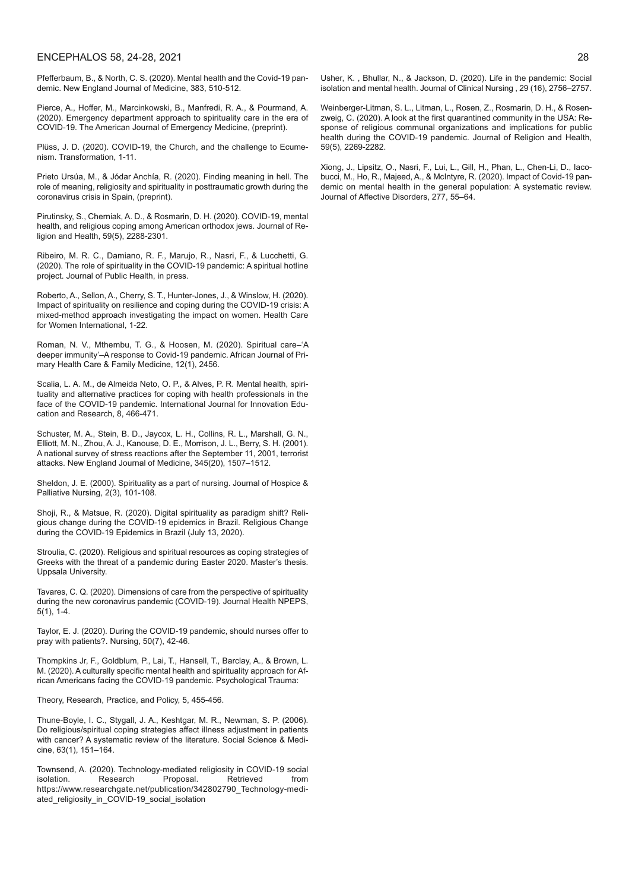Pfefferbaum, B., & North, C. S. (2020). Mental health and the Covid-19 pandemic. New England Journal of Medicine, 383, 510-512.

Pierce, A., Hoffer, M., Marcinkowski, B., Manfredi, R. A., & Pourmand, A. (2020). Emergency department approach to spirituality care in the era of COVID-19. The American Journal of Emergency Medicine, (preprint).

Plüss, J. D. (2020). COVID-19, the Church, and the challenge to Ecumenism. Transformation, 1-11.

Prieto Ursúa, M., & Jódar Anchía, R. (2020). Finding meaning in hell. The role of meaning, religiosity and spirituality in posttraumatic growth during the coronavirus crisis in Spain, (preprint).

Pirutinsky, S., Cherniak, A. D., & Rosmarin, D. H. (2020). COVID-19, mental health, and religious coping among American orthodox jews. Journal of Religion and Health, 59(5), 2288-2301.

Ribeiro, M. R. C., Damiano, R. F., Marujo, R., Nasri, F., & Lucchetti, G. (2020). The role of spirituality in the COVID-19 pandemic: A spiritual hotline project. Journal of Public Health, in press.

Roberto, A., Sellon, A., Cherry, S. T., Hunter-Jones, J., & Winslow, H. (2020). Impact of spirituality on resilience and coping during the COVID-19 crisis: A mixed-method approach investigating the impact on women. Health Care for Women International, 1-22.

Roman, N. V., Mthembu, T. G., & Hoosen, M. (2020). Spiritual care–'A deeper immunity'–A response to Covid-19 pandemic. African Journal of Primary Health Care & Family Medicine, 12(1), 2456.

Scalia, L. A. M., de Almeida Neto, O. P., & Alves, P. R. Mental health, spirituality and alternative practices for coping with health professionals in the face of the COVID-19 pandemic. International Journal for Innovation Education and Research, 8, 466-471.

Schuster, M. A., Stein, B. D., Jaycox, L. H., Collins, R. L., Marshall, G. N., Elliott, M. N., Zhou, A. J., Kanouse, D. E., Morrison, J. L., Berry, S. H. (2001). A national survey of stress reactions after the September 11, 2001, terrorist attacks. New England Journal of Medicine, 345(20), 1507–1512.

Sheldon, J. E. (2000). Spirituality as a part of nursing. Journal of Hospice & Palliative Nursing, 2(3), 101-108.

Shoji, R., & Matsue, R. (2020). Digital spirituality as paradigm shift? Religious change during the COVID-19 epidemics in Brazil. Religious Change during the COVID-19 Epidemics in Brazil (July 13, 2020).

Stroulia, C. (2020). Religious and spiritual resources as coping strategies of Greeks with the threat of a pandemic during Easter 2020. Master's thesis. Uppsala University.

Tavares, C. Q. (2020). Dimensions of care from the perspective of spirituality during the new coronavirus pandemic (COVID-19). Journal Health NPEPS, 5(1), 1-4.

Taylor, E. J. (2020). During the COVID-19 pandemic, should nurses offer to pray with patients?. Nursing, 50(7), 42-46.

Thompkins Jr, F., Goldblum, P., Lai, T., Hansell, T., Barclay, A., & Brown, L. M. (2020). A culturally specific mental health and spirituality approach for African Americans facing the COVID-19 pandemic. Psychological Trauma:

Theory, Research, Practice, and Policy, 5, 455-456.

Thune-Boyle, I. C., Stygall, J. A., Keshtgar, M. R., Newman, S. P. (2006). Do religious/spiritual coping strategies affect illness adjustment in patients with cancer? A systematic review of the literature. Social Science & Medicine, 63(1), 151–164.

Townsend, A. (2020). Technology-mediated religiosity in COVID-19 social isolation. Research Proposal. Retrieved from https://www.researchgate.net/publication/342802790_Technology-mediated_religiosity_in_COVID-19_social_isolation

Usher, K. , Bhullar, N., & Jackson, D. (2020). Life in the pandemic: Social isolation and mental health. Journal of Clinical Nursing , 29 (16), 2756–2757.

Weinberger-Litman, S. L., Litman, L., Rosen, Z., Rosmarin, D. H., & Rosenzweig, C. (2020). A look at the first quarantined community in the USA: Response of religious communal organizations and implications for public health during the COVID-19 pandemic. Journal of Religion and Health, 59(5), 2269-2282.

Xiong, J., Lipsitz, O., Nasri, F., Lui, L., Gill, H., Phan, L., Chen-Li, D., Iacobucci, M., Ho, R., Majeed, A., & McIntyre, R. (2020). Impact of Covid-19 pandemic on mental health in the general population: A systematic review. Journal of Affective Disorders, 277, 55–64.